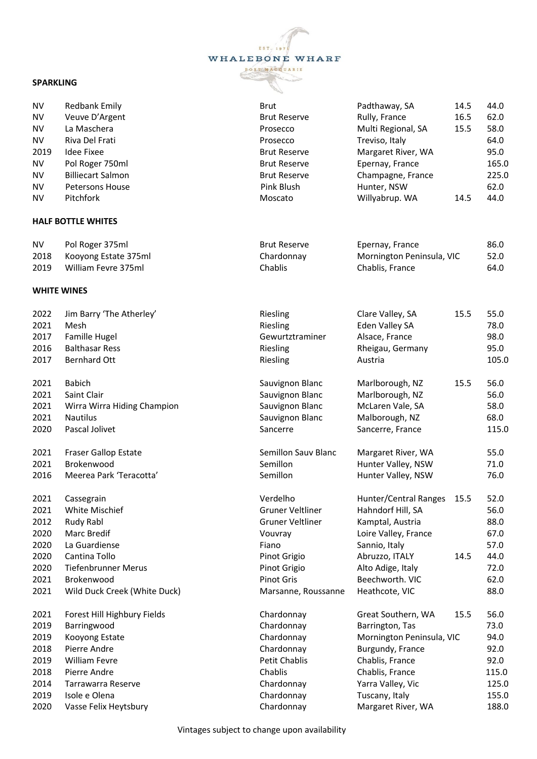WHALEBONE WHARF

EST. 1971

PORT MACQUARIE

## SPARKLING

| | | | | | |
|---|---|---|---|---|---|
| NV | Redbank Emily | Brut | Padthaway, SA | 14.5 | 44.0 |
| NV | Veuve D'Argent | Brut Reserve | Rully, France | 16.5 | 62.0 |
| NV | La Maschera | Prosecco | Multi Regional, SA | 15.5 | 58.0 |
| NV | Riva Del Frati | Prosecco | Treviso, Italy | | 64.0 |
| 2019 | Idee Fixee | Brut Reserve | Margaret River, WA | | 95.0 |
| NV | Pol Roger 750ml | Brut Reserve | Epernay, France | | 165.0 |
| NV | Billiecart Salmon | Brut Reserve | Champagne, France | | 225.0 |
| NV | Petersons House | Pink Blush | Hunter, NSW | | 62.0 |
| NV | Pitchfork | Moscato | Willyabrup. WA | 14.5 | 44.0 |

## HALF BOTTLE WHITES

| | | | | | |
|---|---|---|---|---|---|
| NV | Pol Roger 375ml | Brut Reserve | Epernay, France | | 86.0 |
| 2018 | Kooyong Estate 375ml | Chardonnay | Mornington Peninsula, VIC | | 52.0 |
| 2019 | William Fevre 375ml | Chablis | Chablis, France | | 64.0 |

## WHITE WINES

| | | | | | |
|---|---|---|---|---|---|
| 2022 | Jim Barry 'The Atherley' | Riesling | Clare Valley, SA | 15.5 | 55.0 |
| 2021 | Mesh | Riesling | Eden Valley SA | | 78.0 |
| 2017 | Famille Hugel | Gewurtztraminer | Alsace, France | | 98.0 |
| 2016 | Balthasar Ress | Riesling | Rheigau, Germany | | 95.0 |
| 2017 | Bernhard Ott | Riesling | Austria | | 105.0 |
| 2021 | Babich | Sauvignon Blanc | Marlborough, NZ | 15.5 | 56.0 |
| 2021 | Saint Clair | Sauvignon Blanc | Marlborough, NZ | | 56.0 |
| 2021 | Wirra Wirra Hiding Champion | Sauvignon Blanc | McLaren Vale, SA | | 58.0 |
| 2021 | Nautilus | Sauvignon Blanc | Malborough, NZ | | 68.0 |
| 2020 | Pascal Jolivet | Sancerre | Sancerre, France | | 115.0 |
| 2021 | Fraser Gallop Estate | Semillon Sauv Blanc | Margaret River, WA | | 55.0 |
| 2021 | Brokenwood | Semillon | Hunter Valley, NSW | | 71.0 |
| 2016 | Meerea Park 'Teracotta' | Semillon | Hunter Valley, NSW | | 76.0 |
| 2021 | Cassegrain | Verdelho | Hunter/Central Ranges | 15.5 | 52.0 |
| 2021 | White Mischief | Gruner Veltliner | Hahndorf Hill, SA | | 56.0 |
| 2012 | Rudy Rabl | Gruner Veltliner | Kamptal, Austria | | 88.0 |
| 2020 | Marc Bredif | Vouvray | Loire Valley, France | | 67.0 |
| 2020 | La Guardiense | Fiano | Sannio, Italy | | 57.0 |
| 2020 | Cantina Tollo | Pinot Grigio | Abruzzo, ITALY | 14.5 | 44.0 |
| 2020 | Tiefenbrunner Merus | Pinot Grigio | Alto Adige, Italy | | 72.0 |
| 2021 | Brokenwood | Pinot Gris | Beechworth. VIC | | 62.0 |
| 2021 | Wild Duck Creek (White Duck) | Marsanne, Roussanne | Heathcote, VIC | | 88.0 |
| 2021 | Forest Hill Highbury Fields | Chardonnay | Great Southern, WA | 15.5 | 56.0 |
| 2019 | Barringwood | Chardonnay | Barrington, Tas | | 73.0 |
| 2019 | Kooyong Estate | Chardonnay | Mornington Peninsula, VIC | | 94.0 |
| 2018 | Pierre Andre | Chardonnay | Burgundy, France | | 92.0 |
| 2019 | William Fevre | Petit Chablis | Chablis, France | | 92.0 |
| 2018 | Pierre Andre | Chablis | Chablis, France | | 115.0 |
| 2014 | Tarrawarra Reserve | Chardonnay | Yarra Valley, Vic | | 125.0 |
| 2019 | Isole e Olena | Chardonnay | Tuscany, Italy | | 155.0 |
| 2020 | Vasse Felix Heytsbury | Chardonnay | Margaret River, WA | | 188.0 |

Vintages subject to change upon availability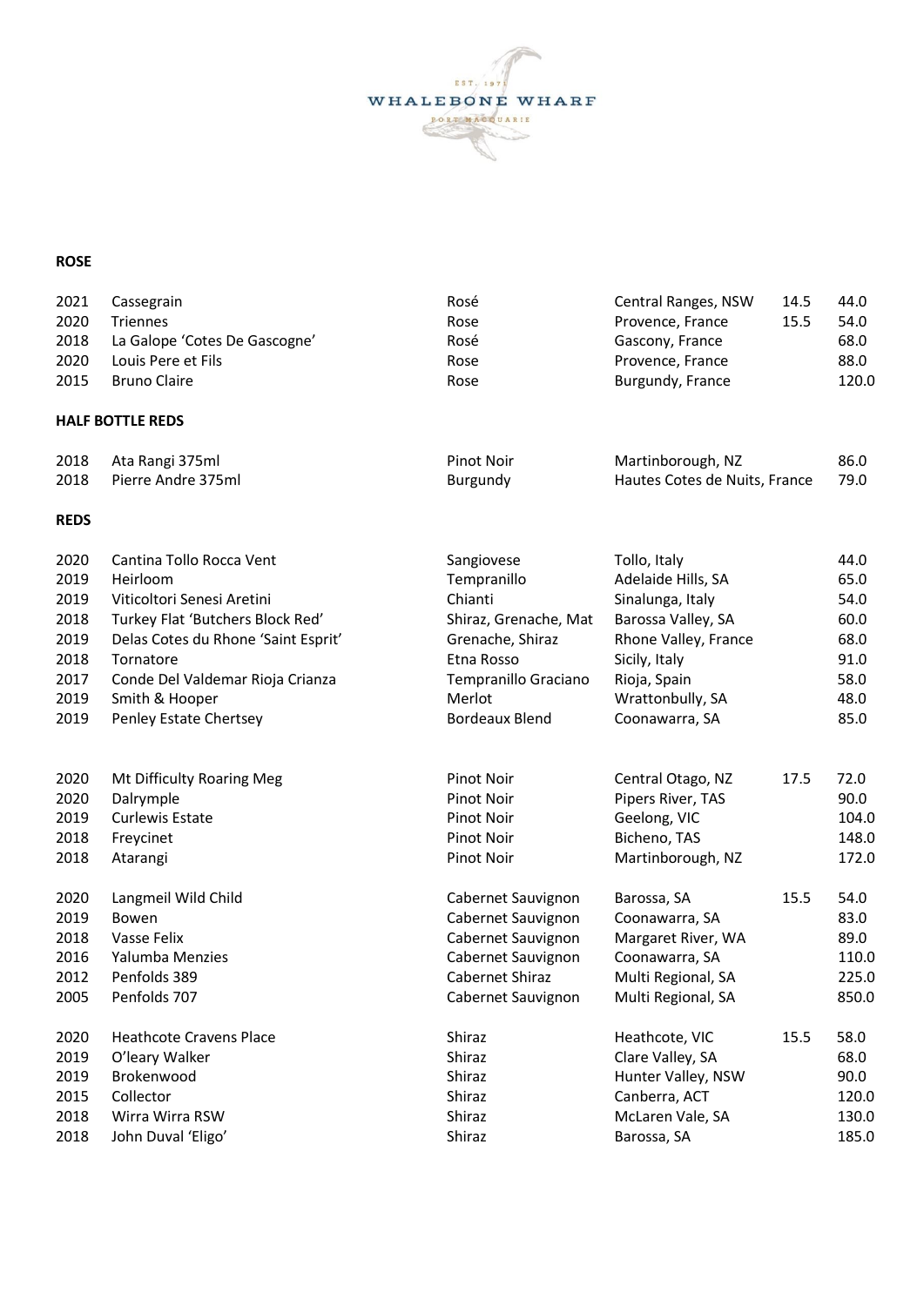EST. 1971
WHALEBONE WHARF
PORT MACQUARIE

**ROSE**

| | | | | | |
|---|---|---|---|---|---|
| 2021 | Cassegrain | Rosé | Central Ranges, NSW | 14.5 | 44.0 |
| 2020 | Triennes | Rose | Provence, France | 15.5 | 54.0 |
| 2018 | La Galope 'Cotes De Gascogne' | Rosé | Gascony, France | | 68.0 |
| 2020 | Louis Pere et Fils | Rose | Provence, France | | 88.0 |
| 2015 | Bruno Claire | Rose | Burgundy, France | | 120.0 |

**HALF BOTTLE REDS**

| | | | | | |
|---|---|---|---|---|---|
| 2018 | Ata Rangi 375ml | Pinot Noir | Martinborough, NZ | | 86.0 |
| 2018 | Pierre Andre 375ml | Burgundy | Hautes Cotes de Nuits, France | | 79.0 |

**REDS**

| | | | | | |
|---|---|---|---|---|---|
| 2020 | Cantina Tollo Rocca Vent | Sangiovese | Tollo, Italy | | 44.0 |
| 2019 | Heirloom | Tempranillo | Adelaide Hills, SA | | 65.0 |
| 2019 | Viticoltori Senesi Aretini | Chianti | Sinalunga, Italy | | 54.0 |
| 2018 | Turkey Flat 'Butchers Block Red' | Shiraz, Grenache, Mat | Barossa Valley, SA | | 60.0 |
| 2019 | Delas Cotes du Rhone 'Saint Esprit' | Grenache, Shiraz | Rhone Valley, France | | 68.0 |
| 2018 | Tornatore | Etna Rosso | Sicily, Italy | | 91.0 |
| 2017 | Conde Del Valdemar Rioja Crianza | Tempranillo Graciano | Rioja, Spain | | 58.0 |
| 2019 | Smith & Hooper | Merlot | Wrattonbully, SA | | 48.0 |
| 2019 | Penley Estate Chertsey | Bordeaux Blend | Coonawarra, SA | | 85.0 |
| | | | | | |
| 2020 | Mt Difficulty Roaring Meg | Pinot Noir | Central Otago, NZ | 17.5 | 72.0 |
| 2020 | Dalrymple | Pinot Noir | Pipers River, TAS | | 90.0 |
| 2019 | Curlewis Estate | Pinot Noir | Geelong, VIC | | 104.0 |
| 2018 | Freycinet | Pinot Noir | Bicheno, TAS | | 148.0 |
| 2018 | Atarangi | Pinot Noir | Martinborough, NZ | | 172.0 |
| | | | | | |
| 2020 | Langmeil Wild Child | Cabernet Sauvignon | Barossa, SA | 15.5 | 54.0 |
| 2019 | Bowen | Cabernet Sauvignon | Coonawarra, SA | | 83.0 |
| 2018 | Vasse Felix | Cabernet Sauvignon | Margaret River, WA | | 89.0 |
| 2016 | Yalumba Menzies | Cabernet Sauvignon | Coonawarra, SA | | 110.0 |
| 2012 | Penfolds 389 | Cabernet Shiraz | Multi Regional, SA | | 225.0 |
| 2005 | Penfolds 707 | Cabernet Sauvignon | Multi Regional, SA | | 850.0 |
| | | | | | |
| 2020 | Heathcote Cravens Place | Shiraz | Heathcote, VIC | 15.5 | 58.0 |
| 2019 | O'leary Walker | Shiraz | Clare Valley, SA | | 68.0 |
| 2019 | Brokenwood | Shiraz | Hunter Valley, NSW | | 90.0 |
| 2015 | Collector | Shiraz | Canberra, ACT | | 120.0 |
| 2018 | Wirra Wirra RSW | Shiraz | McLaren Vale, SA | | 130.0 |
| 2018 | John Duval 'Eligo' | Shiraz | Barossa, SA | | 185.0 |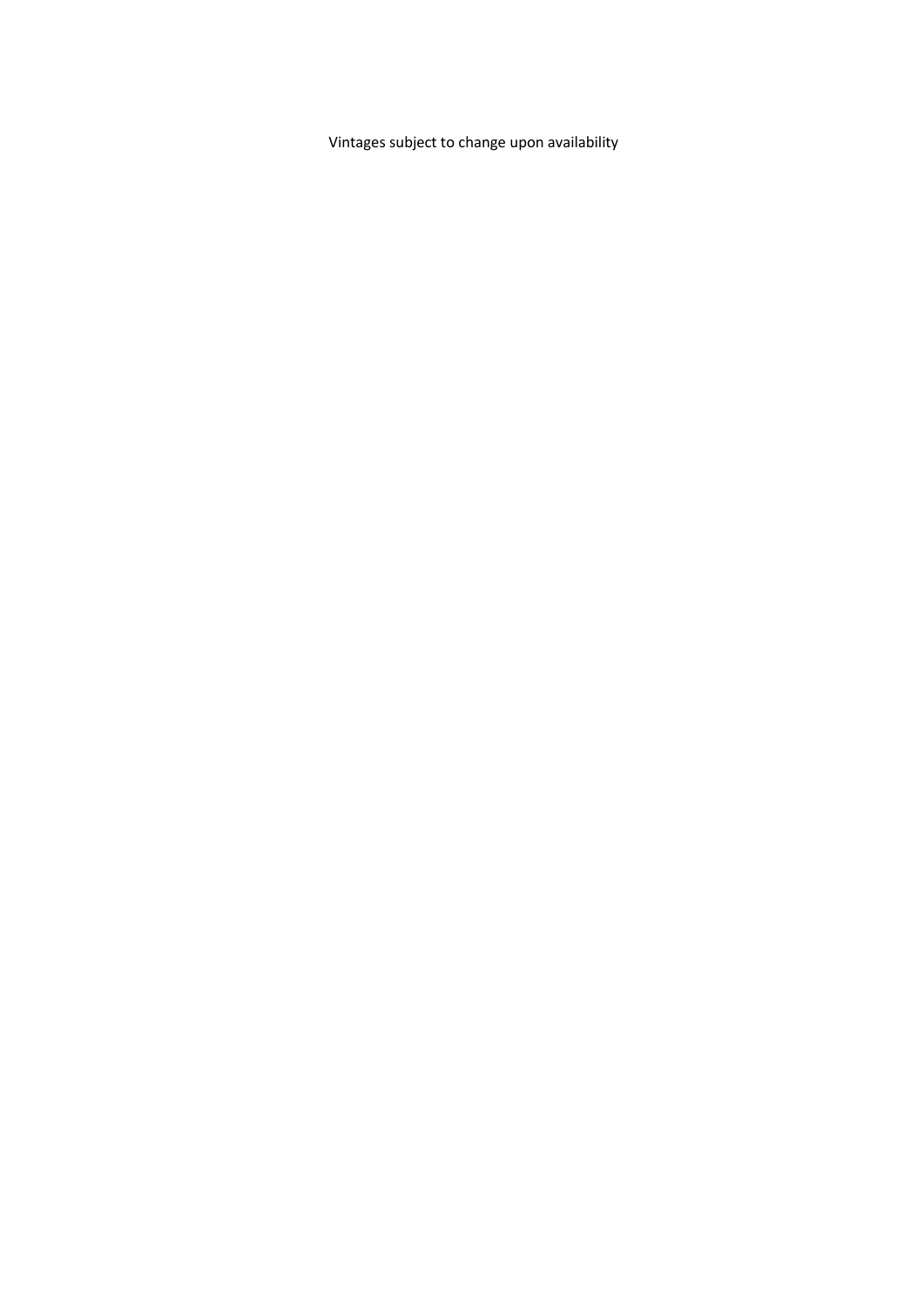Vintages subject to change upon availability